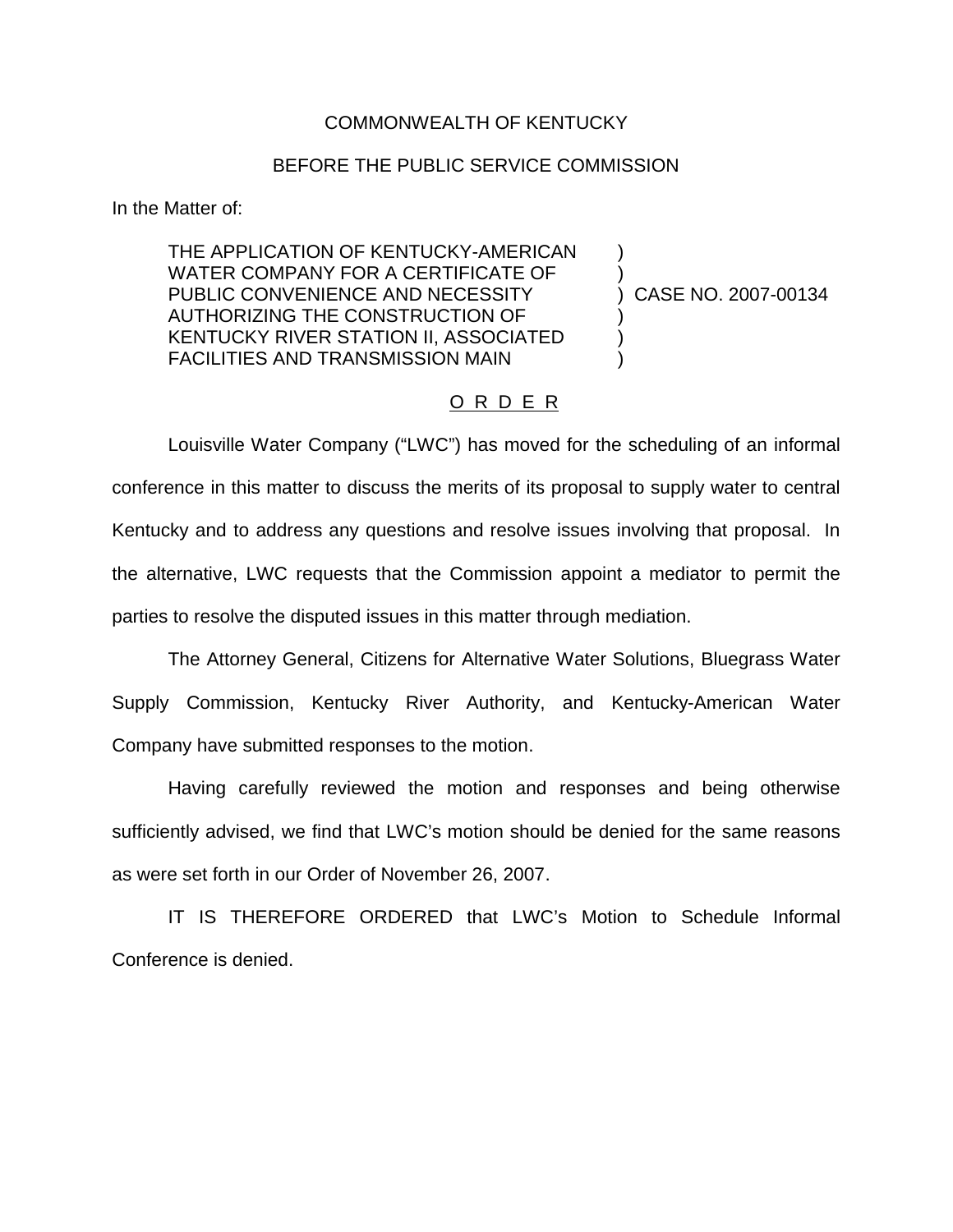COMMONWEALTH OF KENTUCKY

BEFORE THE PUBLIC SERVICE COMMISSION

In the Matter of:

| | | |
|---|---|---|
| THE APPLICATION OF KENTUCKY-AMERICAN WATER COMPANY FOR A CERTIFICATE OF PUBLIC CONVENIENCE AND NECESSITY AUTHORIZING THE CONSTRUCTION OF KENTUCKY RIVER STATION II, ASSOCIATED FACILITIES AND TRANSMISSION MAIN | ) | CASE NO. 2007-00134 |

O R D E R

Louisville Water Company ("LWC") has moved for the scheduling of an informal conference in this matter to discuss the merits of its proposal to supply water to central Kentucky and to address any questions and resolve issues involving that proposal. In the alternative, LWC requests that the Commission appoint a mediator to permit the parties to resolve the disputed issues in this matter through mediation.

The Attorney General, Citizens for Alternative Water Solutions, Bluegrass Water Supply Commission, Kentucky River Authority, and Kentucky-American Water Company have submitted responses to the motion.

Having carefully reviewed the motion and responses and being otherwise sufficiently advised, we find that LWC's motion should be denied for the same reasons as were set forth in our Order of November 26, 2007.

IT IS THEREFORE ORDERED that LWC's Motion to Schedule Informal Conference is denied.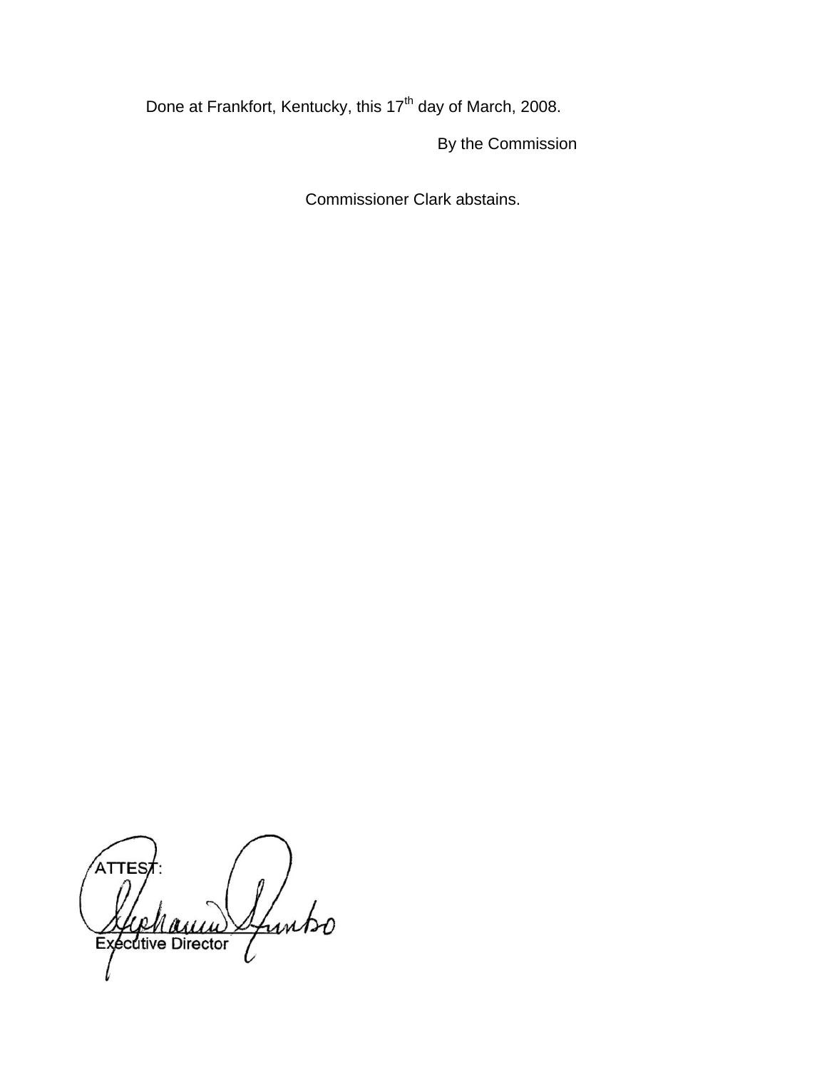Done at Frankfort, Kentucky, this 17th day of March, 2008.

By the Commission

Commissioner Clark abstains.

ATTEST:

Executive Director